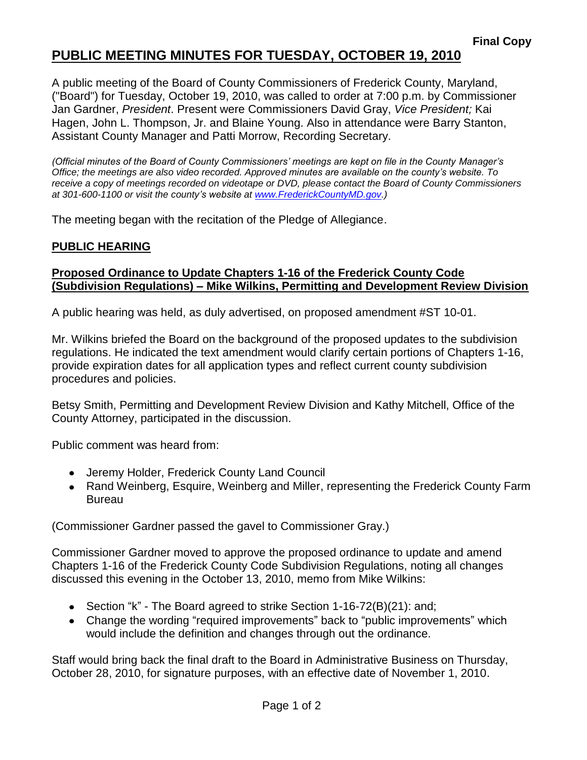**Final Copy**

# PUBLIC MEETING MINUTES FOR TUESDAY, OCTOBER 19, 2010

A public meeting of the Board of County Commissioners of Frederick County, Maryland, ("Board") for Tuesday, October 19, 2010, was called to order at 7:00 p.m. by Commissioner Jan Gardner, *President*. Present were Commissioners David Gray, *Vice President;* Kai Hagen, John L. Thompson, Jr. and Blaine Young. Also in attendance were Barry Stanton, Assistant County Manager and Patti Morrow, Recording Secretary.

*(Official minutes of the Board of County Commissioners' meetings are kept on file in the County Manager's Office; the meetings are also video recorded. Approved minutes are available on the county's website. To receive a copy of meetings recorded on videotape or DVD, please contact the Board of County Commissioners at 301-600-1100 or visit the county's website at www.FrederickCountyMD.gov.)*

The meeting began with the recitation of the Pledge of Allegiance.

## PUBLIC HEARING

### Proposed Ordinance to Update Chapters 1-16 of the Frederick County Code (Subdivision Regulations) – Mike Wilkins, Permitting and Development Review Division

A public hearing was held, as duly advertised, on proposed amendment #ST 10-01.

Mr. Wilkins briefed the Board on the background of the proposed updates to the subdivision regulations. He indicated the text amendment would clarify certain portions of Chapters 1-16, provide expiration dates for all application types and reflect current county subdivision procedures and policies.

Betsy Smith, Permitting and Development Review Division and Kathy Mitchell, Office of the County Attorney, participated in the discussion.

Public comment was heard from:

- Jeremy Holder, Frederick County Land Council
- Rand Weinberg, Esquire, Weinberg and Miller, representing the Frederick County Farm Bureau

(Commissioner Gardner passed the gavel to Commissioner Gray.)

Commissioner Gardner moved to approve the proposed ordinance to update and amend Chapters 1-16 of the Frederick County Code Subdivision Regulations, noting all changes discussed this evening in the October 13, 2010, memo from Mike Wilkins:

- Section "k" - The Board agreed to strike Section 1-16-72(B)(21): and;
- Change the wording "required improvements" back to "public improvements" which would include the definition and changes through out the ordinance.

Staff would bring back the final draft to the Board in Administrative Business on Thursday, October 28, 2010, for signature purposes, with an effective date of November 1, 2010.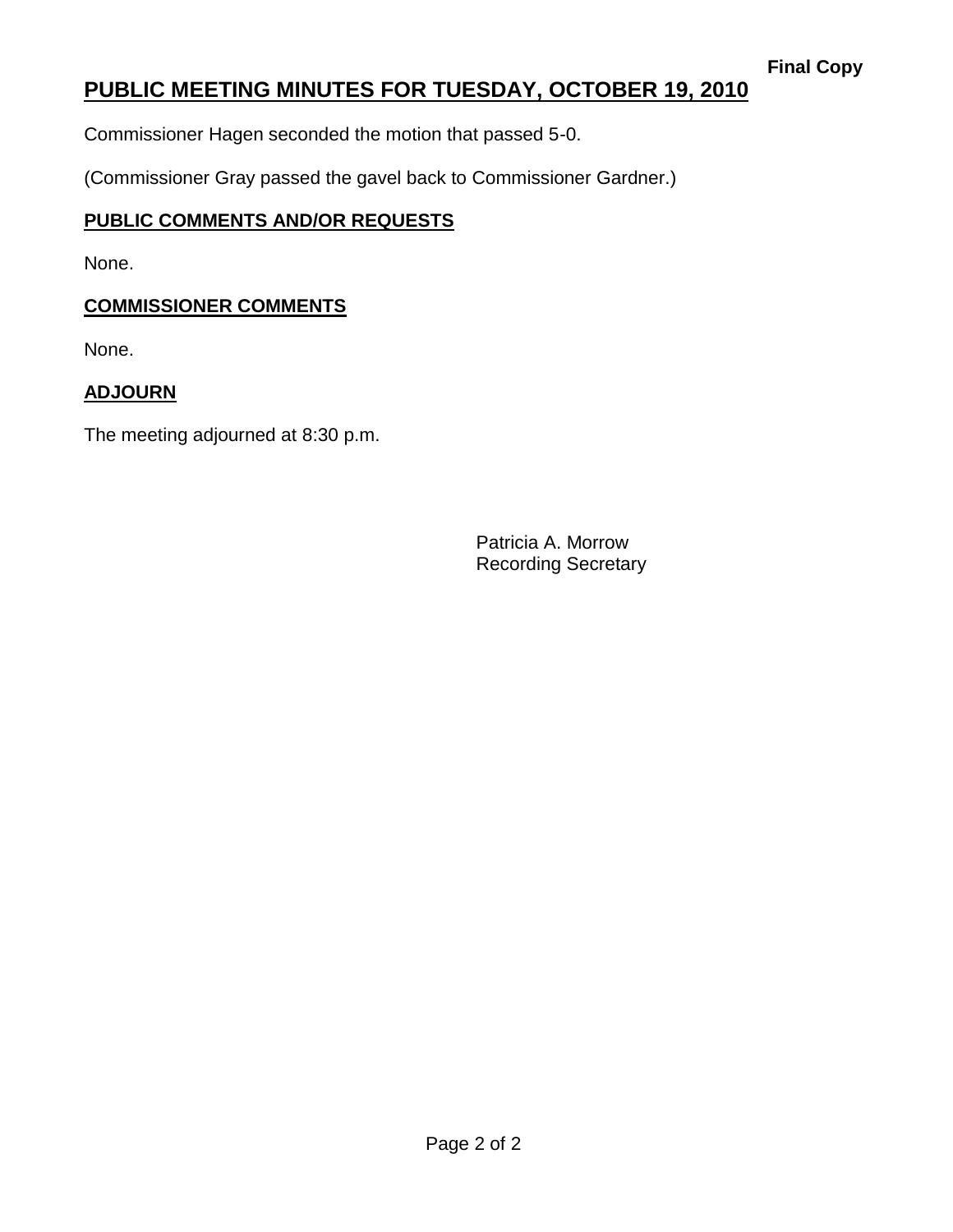**Final Copy**

# PUBLIC MEETING MINUTES FOR TUESDAY, OCTOBER 19, 2010

Commissioner Hagen seconded the motion that passed 5-0.

(Commissioner Gray passed the gavel back to Commissioner Gardner.)

## PUBLIC COMMENTS AND/OR REQUESTS

None.

## COMMISSIONER COMMENTS

None.

## ADJOURN

The meeting adjourned at 8:30 p.m.

Patricia A. Morrow
Recording Secretary